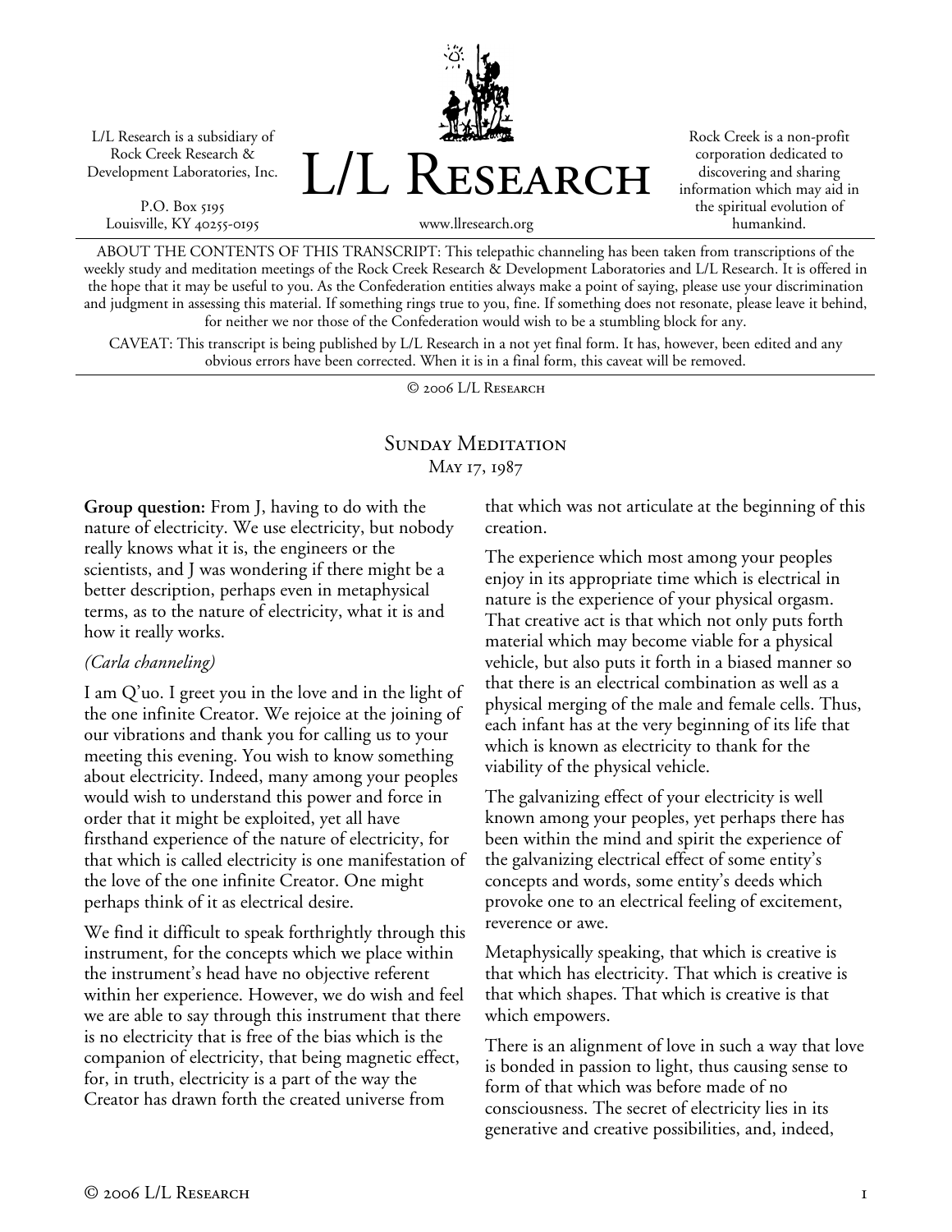L/L Research is a subsidiary of Rock Creek Research & Development Laboratories, Inc.

P.O. Box 5195
Louisville, KY 40255-0195

# L/L Research

www.llresearch.org

Rock Creek is a non-profit corporation dedicated to discovering and sharing information which may aid in the spiritual evolution of humankind.

ABOUT THE CONTENTS OF THIS TRANSCRIPT: This telepathic channeling has been taken from transcriptions of the weekly study and meditation meetings of the Rock Creek Research & Development Laboratories and L/L Research. It is offered in the hope that it may be useful to you. As the Confederation entities always make a point of saying, please use your discrimination and judgment in assessing this material. If something rings true to you, fine. If something does not resonate, please leave it behind, for neither we nor those of the Confederation would wish to be a stumbling block for any.

CAVEAT: This transcript is being published by L/L Research in a not yet final form. It has, however, been edited and any obvious errors have been corrected. When it is in a final form, this caveat will be removed.

© 2006 L/L Research

## Sunday Meditation
May 17, 1987

**Group question:** From J, having to do with the nature of electricity. We use electricity, but nobody really knows what it is, the engineers or the scientists, and J was wondering if there might be a better description, perhaps even in metaphysical terms, as to the nature of electricity, what it is and how it really works.

*(Carla channeling)*

I am Q'uo. I greet you in the love and in the light of the one infinite Creator. We rejoice at the joining of our vibrations and thank you for calling us to your meeting this evening. You wish to know something about electricity. Indeed, many among your peoples would wish to understand this power and force in order that it might be exploited, yet all have firsthand experience of the nature of electricity, for that which is called electricity is one manifestation of the love of the one infinite Creator. One might perhaps think of it as electrical desire.

We find it difficult to speak forthrightly through this instrument, for the concepts which we place within the instrument's head have no objective referent within her experience. However, we do wish and feel we are able to say through this instrument that there is no electricity that is free of the bias which is the companion of electricity, that being magnetic effect, for, in truth, electricity is a part of the way the Creator has drawn forth the created universe from that which was not articulate at the beginning of this creation.

The experience which most among your peoples enjoy in its appropriate time which is electrical in nature is the experience of your physical orgasm. That creative act is that which not only puts forth material which may become viable for a physical vehicle, but also puts it forth in a biased manner so that there is an electrical combination as well as a physical merging of the male and female cells. Thus, each infant has at the very beginning of its life that which is known as electricity to thank for the viability of the physical vehicle.

The galvanizing effect of your electricity is well known among your peoples, yet perhaps there has been within the mind and spirit the experience of the galvanizing electrical effect of some entity's concepts and words, some entity's deeds which provoke one to an electrical feeling of excitement, reverence or awe.

Metaphysically speaking, that which is creative is that which has electricity. That which is creative is that which shapes. That which is creative is that which empowers.

There is an alignment of love in such a way that love is bonded in passion to light, thus causing sense to form of that which was before made of no consciousness. The secret of electricity lies in its generative and creative possibilities, and, indeed,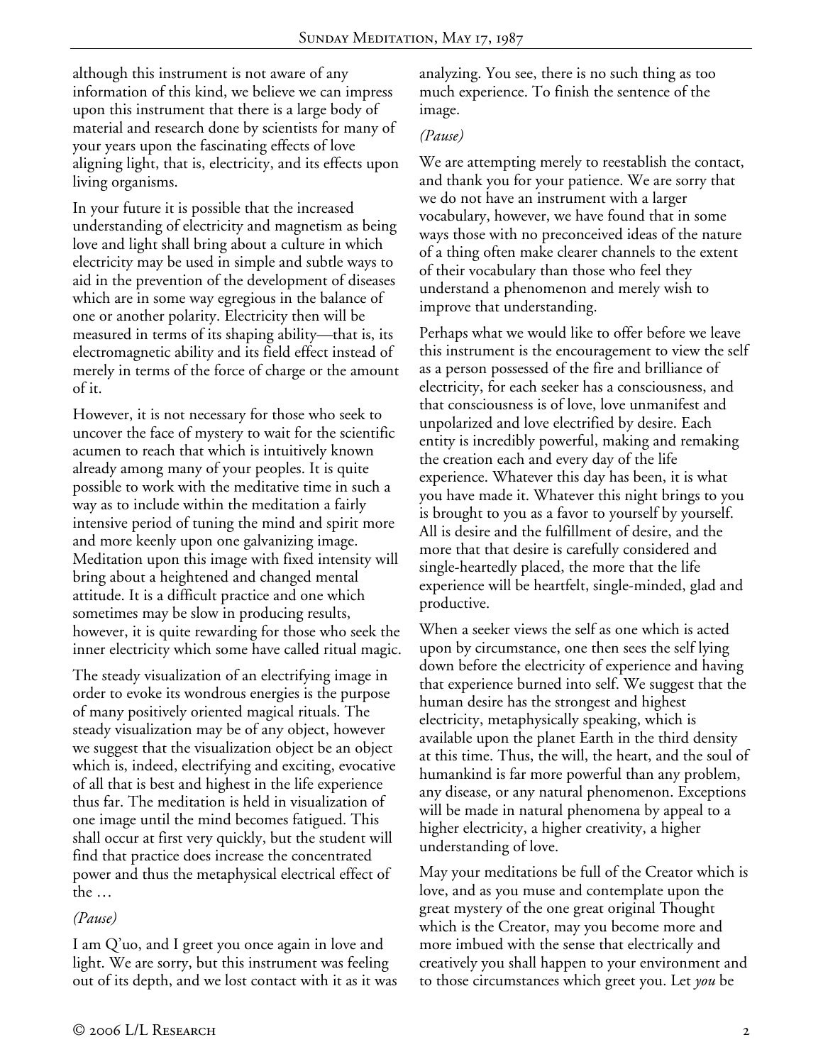although this instrument is not aware of any information of this kind, we believe we can impress upon this instrument that there is a large body of material and research done by scientists for many of your years upon the fascinating effects of love aligning light, that is, electricity, and its effects upon living organisms.

In your future it is possible that the increased understanding of electricity and magnetism as being love and light shall bring about a culture in which electricity may be used in simple and subtle ways to aid in the prevention of the development of diseases which are in some way egregious in the balance of one or another polarity. Electricity then will be measured in terms of its shaping ability—that is, its electromagnetic ability and its field effect instead of merely in terms of the force of charge or the amount of it.

However, it is not necessary for those who seek to uncover the face of mystery to wait for the scientific acumen to reach that which is intuitively known already among many of your peoples. It is quite possible to work with the meditative time in such a way as to include within the meditation a fairly intensive period of tuning the mind and spirit more and more keenly upon one galvanizing image. Meditation upon this image with fixed intensity will bring about a heightened and changed mental attitude. It is a difficult practice and one which sometimes may be slow in producing results, however, it is quite rewarding for those who seek the inner electricity which some have called ritual magic.

The steady visualization of an electrifying image in order to evoke its wondrous energies is the purpose of many positively oriented magical rituals. The steady visualization may be of any object, however we suggest that the visualization object be an object which is, indeed, electrifying and exciting, evocative of all that is best and highest in the life experience thus far. The meditation is held in visualization of one image until the mind becomes fatigued. This shall occur at first very quickly, but the student will find that practice does increase the concentrated power and thus the metaphysical electrical effect of the …

*(Pause)*

I am Q'uo, and I greet you once again in love and light. We are sorry, but this instrument was feeling out of its depth, and we lost contact with it as it was analyzing. You see, there is no such thing as too much experience. To finish the sentence of the image.

*(Pause)*

We are attempting merely to reestablish the contact, and thank you for your patience. We are sorry that we do not have an instrument with a larger vocabulary, however, we have found that in some ways those with no preconceived ideas of the nature of a thing often make clearer channels to the extent of their vocabulary than those who feel they understand a phenomenon and merely wish to improve that understanding.

Perhaps what we would like to offer before we leave this instrument is the encouragement to view the self as a person possessed of the fire and brilliance of electricity, for each seeker has a consciousness, and that consciousness is of love, love unmanifest and unpolarized and love electrified by desire. Each entity is incredibly powerful, making and remaking the creation each and every day of the life experience. Whatever this day has been, it is what you have made it. Whatever this night brings to you is brought to you as a favor to yourself by yourself. All is desire and the fulfillment of desire, and the more that that desire is carefully considered and single-heartedly placed, the more that the life experience will be heartfelt, single-minded, glad and productive.

When a seeker views the self as one which is acted upon by circumstance, one then sees the self lying down before the electricity of experience and having that experience burned into self. We suggest that the human desire has the strongest and highest electricity, metaphysically speaking, which is available upon the planet Earth in the third density at this time. Thus, the will, the heart, and the soul of humankind is far more powerful than any problem, any disease, or any natural phenomenon. Exceptions will be made in natural phenomena by appeal to a higher electricity, a higher creativity, a higher understanding of love.

May your meditations be full of the Creator which is love, and as you muse and contemplate upon the great mystery of the one great original Thought which is the Creator, may you become more and more imbued with the sense that electrically and creatively you shall happen to your environment and to those circumstances which greet you. Let *you* be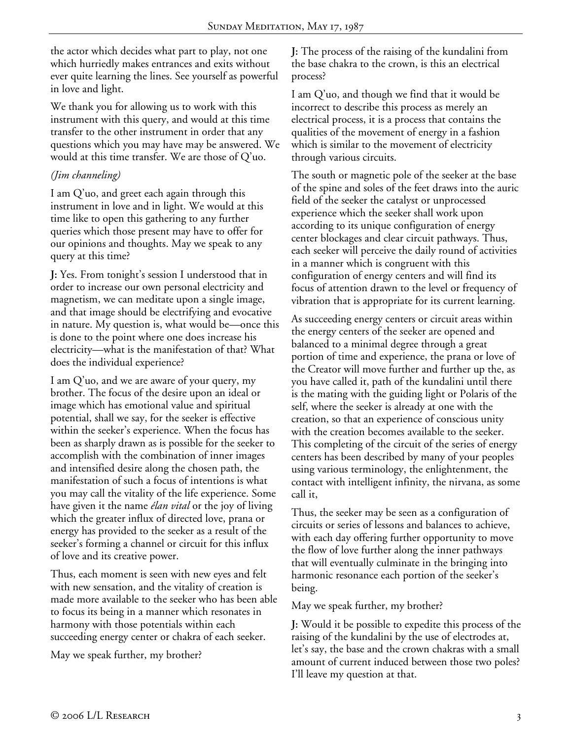the actor which decides what part to play, not one which hurriedly makes entrances and exits without ever quite learning the lines. See yourself as powerful in love and light.

We thank you for allowing us to work with this instrument with this query, and would at this time transfer to the other instrument in order that any questions which you may have may be answered. We would at this time transfer. We are those of Q'uo.

*(Jim channeling)*

I am Q'uo, and greet each again through this instrument in love and in light. We would at this time like to open this gathering to any further queries which those present may have to offer for our opinions and thoughts. May we speak to any query at this time?

**J:** Yes. From tonight's session I understood that in order to increase our own personal electricity and magnetism, we can meditate upon a single image, and that image should be electrifying and evocative in nature. My question is, what would be—once this is done to the point where one does increase his electricity—what is the manifestation of that? What does the individual experience?

I am Q'uo, and we are aware of your query, my brother. The focus of the desire upon an ideal or image which has emotional value and spiritual potential, shall we say, for the seeker is effective within the seeker's experience. When the focus has been as sharply drawn as is possible for the seeker to accomplish with the combination of inner images and intensified desire along the chosen path, the manifestation of such a focus of intentions is what you may call the vitality of the life experience. Some have given it the name *élan vital* or the joy of living which the greater influx of directed love, prana or energy has provided to the seeker as a result of the seeker's forming a channel or circuit for this influx of love and its creative power.

Thus, each moment is seen with new eyes and felt with new sensation, and the vitality of creation is made more available to the seeker who has been able to focus its being in a manner which resonates in harmony with those potentials within each succeeding energy center or chakra of each seeker.

May we speak further, my brother?

**J:** The process of the raising of the kundalini from the base chakra to the crown, is this an electrical process?

I am Q'uo, and though we find that it would be incorrect to describe this process as merely an electrical process, it is a process that contains the qualities of the movement of energy in a fashion which is similar to the movement of electricity through various circuits.

The south or magnetic pole of the seeker at the base of the spine and soles of the feet draws into the auric field of the seeker the catalyst or unprocessed experience which the seeker shall work upon according to its unique configuration of energy center blockages and clear circuit pathways. Thus, each seeker will perceive the daily round of activities in a manner which is congruent with this configuration of energy centers and will find its focus of attention drawn to the level or frequency of vibration that is appropriate for its current learning.

As succeeding energy centers or circuit areas within the energy centers of the seeker are opened and balanced to a minimal degree through a great portion of time and experience, the prana or love of the Creator will move further and further up the, as you have called it, path of the kundalini until there is the mating with the guiding light or Polaris of the self, where the seeker is already at one with the creation, so that an experience of conscious unity with the creation becomes available to the seeker. This completing of the circuit of the series of energy centers has been described by many of your peoples using various terminology, the enlightenment, the contact with intelligent infinity, the nirvana, as some call it,

Thus, the seeker may be seen as a configuration of circuits or series of lessons and balances to achieve, with each day offering further opportunity to move the flow of love further along the inner pathways that will eventually culminate in the bringing into harmonic resonance each portion of the seeker's being.

May we speak further, my brother?

**J:** Would it be possible to expedite this process of the raising of the kundalini by the use of electrodes at, let's say, the base and the crown chakras with a small amount of current induced between those two poles? I'll leave my question at that.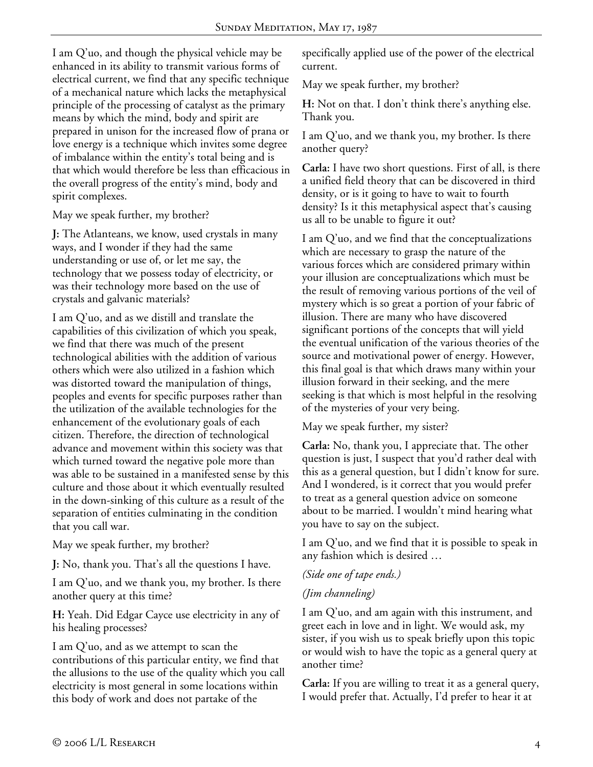I am Q'uo, and though the physical vehicle may be enhanced in its ability to transmit various forms of electrical current, we find that any specific technique of a mechanical nature which lacks the metaphysical principle of the processing of catalyst as the primary means by which the mind, body and spirit are prepared in unison for the increased flow of prana or love energy is a technique which invites some degree of imbalance within the entity's total being and is that which would therefore be less than efficacious in the overall progress of the entity's mind, body and spirit complexes.

May we speak further, my brother?

**J:** The Atlanteans, we know, used crystals in many ways, and I wonder if they had the same understanding or use of, or let me say, the technology that we possess today of electricity, or was their technology more based on the use of crystals and galvanic materials?

I am Q'uo, and as we distill and translate the capabilities of this civilization of which you speak, we find that there was much of the present technological abilities with the addition of various others which were also utilized in a fashion which was distorted toward the manipulation of things, peoples and events for specific purposes rather than the utilization of the available technologies for the enhancement of the evolutionary goals of each citizen. Therefore, the direction of technological advance and movement within this society was that which turned toward the negative pole more than was able to be sustained in a manifested sense by this culture and those about it which eventually resulted in the down-sinking of this culture as a result of the separation of entities culminating in the condition that you call war.

May we speak further, my brother?

**J:** No, thank you. That's all the questions I have.

I am Q'uo, and we thank you, my brother. Is there another query at this time?

**H:** Yeah. Did Edgar Cayce use electricity in any of his healing processes?

I am Q'uo, and as we attempt to scan the contributions of this particular entity, we find that the allusions to the use of the quality which you call electricity is most general in some locations within this body of work and does not partake of the specifically applied use of the power of the electrical current.

May we speak further, my brother?

**H:** Not on that. I don't think there's anything else. Thank you.

I am Q'uo, and we thank you, my brother. Is there another query?

**Carla:** I have two short questions. First of all, is there a unified field theory that can be discovered in third density, or is it going to have to wait to fourth density? Is it this metaphysical aspect that's causing us all to be unable to figure it out?

I am Q'uo, and we find that the conceptualizations which are necessary to grasp the nature of the various forces which are considered primary within your illusion are conceptualizations which must be the result of removing various portions of the veil of mystery which is so great a portion of your fabric of illusion. There are many who have discovered significant portions of the concepts that will yield the eventual unification of the various theories of the source and motivational power of energy. However, this final goal is that which draws many within your illusion forward in their seeking, and the mere seeking is that which is most helpful in the resolving of the mysteries of your very being.

May we speak further, my sister?

**Carla:** No, thank you, I appreciate that. The other question is just, I suspect that you'd rather deal with this as a general question, but I didn't know for sure. And I wondered, is it correct that you would prefer to treat as a general question advice on someone about to be married. I wouldn't mind hearing what you have to say on the subject.

I am Q'uo, and we find that it is possible to speak in any fashion which is desired …

*(Side one of tape ends.)*

*(Jim channeling)*

I am Q'uo, and am again with this instrument, and greet each in love and in light. We would ask, my sister, if you wish us to speak briefly upon this topic or would wish to have the topic as a general query at another time?

**Carla:** If you are willing to treat it as a general query, I would prefer that. Actually, I'd prefer to hear it at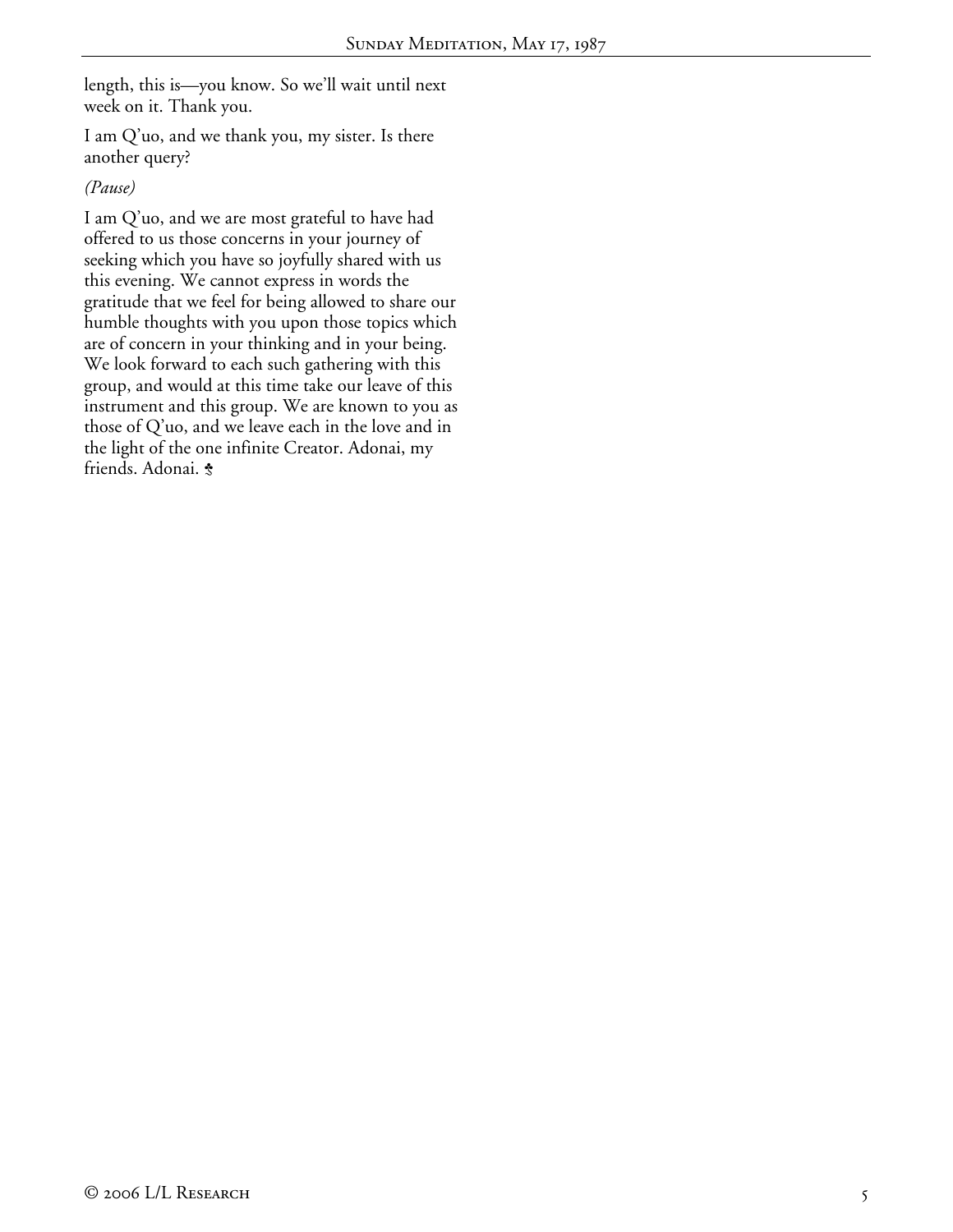length, this is—you know. So we'll wait until next week on it. Thank you.

I am Q'uo, and we thank you, my sister. Is there another query?

*(Pause)*

I am Q'uo, and we are most grateful to have had offered to us those concerns in your journey of seeking which you have so joyfully shared with us this evening. We cannot express in words the gratitude that we feel for being allowed to share our humble thoughts with you upon those topics which are of concern in your thinking and in your being. We look forward to each such gathering with this group, and would at this time take our leave of this instrument and this group. We are known to you as those of Q'uo, and we leave each in the love and in the light of the one infinite Creator. Adonai, my friends. Adonai.